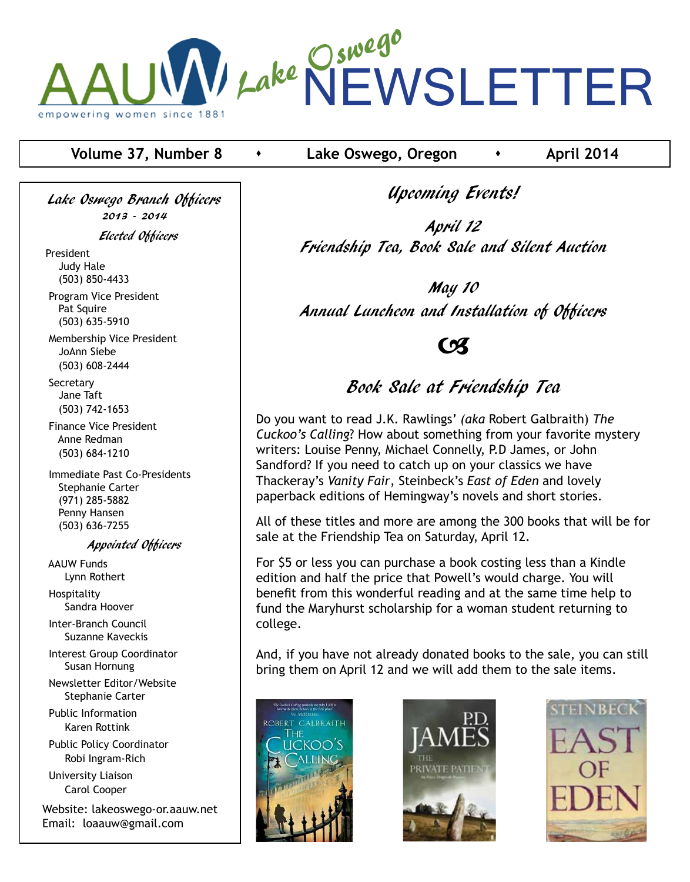# AAUW Lake Oswego NEWSLETTER

empowering women since 1881

**Volume 37, Number 8** • **Lake Oswego, Oregon** • **April 2014**

## Upcoming Events!

**April 12**
**Friendship Tea, Book Sale and Silent Auction**

**May 10**
**Annual Luncheon and Installation of Officers**

## Book Sale at Friendship Tea

Do you want to read J.K. Rawlings' *(aka* Robert Galbraith) *The Cuckoo's Calling*? How about something from your favorite mystery writers: Louise Penny, Michael Connelly, P.D James, or John Sandford? If you need to catch up on your classics we have Thackeray's *Vanity Fair*, Steinbeck's *East of Eden* and lovely paperback editions of Hemingway's novels and short stories.

All of these titles and more are among the 300 books that will be for sale at the Friendship Tea on Saturday, April 12.

For $5 or less you can purchase a book costing less than a Kindle edition and half the price that Powell's would charge. You will benefit from this wonderful reading and at the same time help to fund the Maryhurst scholarship for a woman student returning to college.

And, if you have not already donated books to the sale, you can still bring them on April 12 and we will add them to the sale items.

### Lake Oswego Branch Officers 2013 - 2014

#### Elected Officers

President
Judy Hale
(503) 850-4433

Program Vice President
Pat Squire
(503) 635-5910

Membership Vice President
JoAnn Siebe
(503) 608-2444

Secretary
Jane Taft
(503) 742-1653

Finance Vice President
Anne Redman
(503) 684-1210

Immediate Past Co-Presidents
Stephanie Carter
(971) 285-5882
Penny Hansen
(503) 636-7255

#### Appointed Officers

AAUW Funds
Lynn Rothert

Hospitality
Sandra Hoover

Inter-Branch Council
Suzanne Kaveckis

Interest Group Coordinator
Susan Hornung

Newsletter Editor/Website
Stephanie Carter

Public Information
Karen Rottink

Public Policy Coordinator
Robi Ingram-Rich

University Liaison
Carol Cooper

Website: lakeoswego-or.aauw.net
Email: loaauw@gmail.com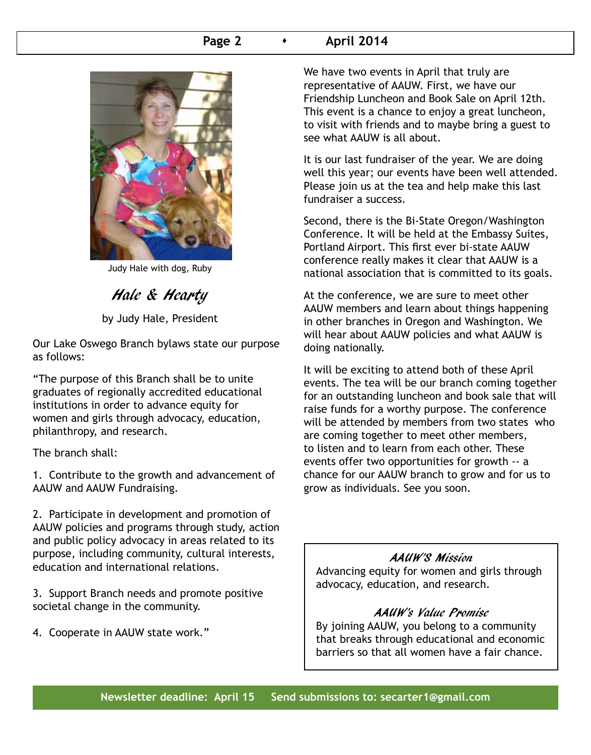Judy Hale with dog, Ruby

## *Hale & Hearty*

by Judy Hale, President

Our Lake Oswego Branch bylaws state our purpose as follows:

"The purpose of this Branch shall be to unite graduates of regionally accredited educational institutions in order to advance equity for women and girls through advocacy, education, philanthropy, and research.

The branch shall:

1. Contribute to the growth and advancement of AAUW and AAUW Fundraising.

2. Participate in development and promotion of AAUW policies and programs through study, action and public policy advocacy in areas related to its purpose, including community, cultural interests, education and international relations.

3. Support Branch needs and promote positive societal change in the community.

4. Cooperate in AAUW state work."

We have two events in April that truly are representative of AAUW. First, we have our Friendship Luncheon and Book Sale on April 12th. This event is a chance to enjoy a great luncheon, to visit with friends and to maybe bring a guest to see what AAUW is all about.

It is our last fundraiser of the year. We are doing well this year; our events have been well attended. Please join us at the tea and help make this last fundraiser a success.

Second, there is the Bi-State Oregon/Washington Conference. It will be held at the Embassy Suites, Portland Airport. This first ever bi-state AAUW conference really makes it clear that AAUW is a national association that is committed to its goals.

At the conference, we are sure to meet other AAUW members and learn about things happening in other branches in Oregon and Washington. We will hear about AAUW policies and what AAUW is doing nationally.

It will be exciting to attend both of these April events. The tea will be our branch coming together for an outstanding luncheon and book sale that will raise funds for a worthy purpose. The conference will be attended by members from two states who are coming together to meet other members, to listen and to learn from each other. These events offer two opportunities for growth -- a chance for our AAUW branch to grow and for us to grow as individuals. See you soon.

### *AAUW'S Mission*

Advancing equity for women and girls through advocacy, education, and research.

### *AAUW's Value Promise*

By joining AAUW, you belong to a community that breaks through educational and economic barriers so that all women have a fair chance.

**Newsletter deadline: April 15 Send submissions to: secarter1@gmail.com**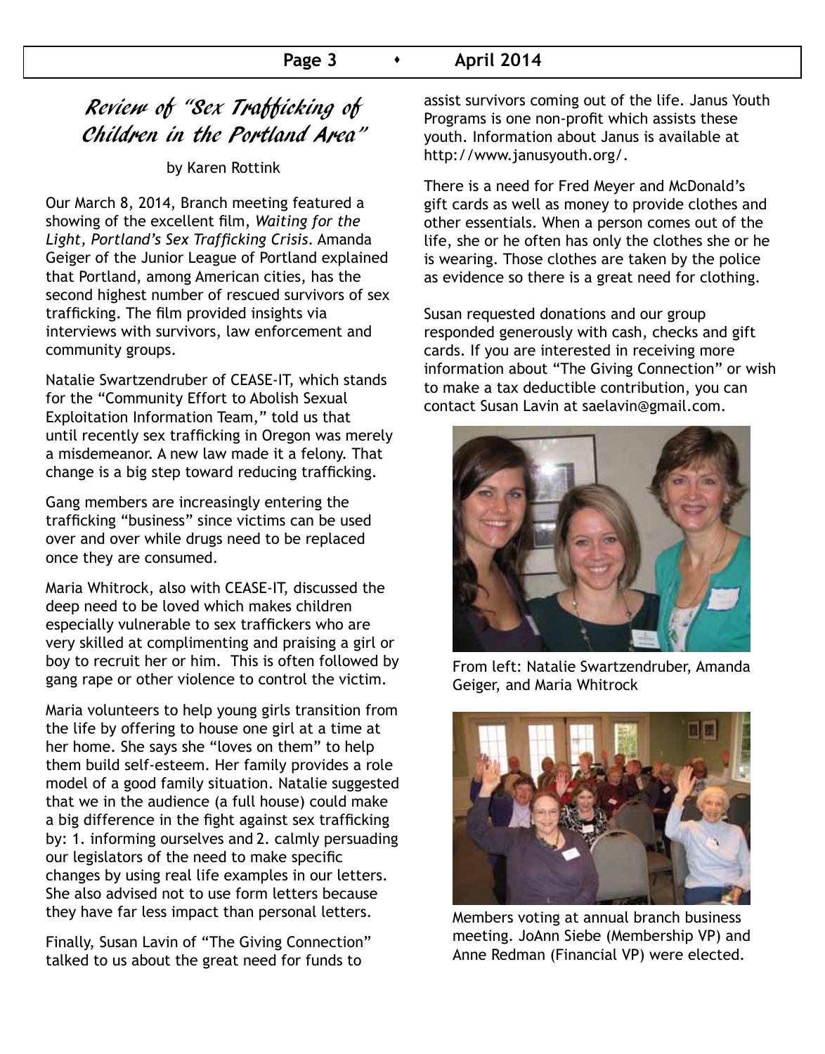# *Review of "Sex Trafficking of Children in the Portland Area"*

by Karen Rottink

Our March 8, 2014, Branch meeting featured a showing of the excellent film, *Waiting for the Light, Portland's Sex Trafficking Crisis*. Amanda Geiger of the Junior League of Portland explained that Portland, among American cities, has the second highest number of rescued survivors of sex trafficking. The film provided insights via interviews with survivors, law enforcement and community groups.

Natalie Swartzendruber of CEASE-IT, which stands for the "Community Effort to Abolish Sexual Exploitation Information Team," told us that until recently sex trafficking in Oregon was merely a misdemeanor. A new law made it a felony. That change is a big step toward reducing trafficking.

Gang members are increasingly entering the trafficking "business" since victims can be used over and over while drugs need to be replaced once they are consumed.

Maria Whitrock, also with CEASE-IT, discussed the deep need to be loved which makes children especially vulnerable to sex traffickers who are very skilled at complimenting and praising a girl or boy to recruit her or him. This is often followed by gang rape or other violence to control the victim.

Maria volunteers to help young girls transition from the life by offering to house one girl at a time at her home. She says she "loves on them" to help them build self-esteem. Her family provides a role model of a good family situation. Natalie suggested that we in the audience (a full house) could make a big difference in the fight against sex trafficking by: 1. informing ourselves and 2. calmly persuading our legislators of the need to make specific changes by using real life examples in our letters. She also advised not to use form letters because they have far less impact than personal letters.

Finally, Susan Lavin of "The Giving Connection" talked to us about the great need for funds to assist survivors coming out of the life. Janus Youth Programs is one non-profit which assists these youth. Information about Janus is available at http://www.janusyouth.org/.

There is a need for Fred Meyer and McDonald's gift cards as well as money to provide clothes and other essentials. When a person comes out of the life, she or he often has only the clothes she or he is wearing. Those clothes are taken by the police as evidence so there is a great need for clothing.

Susan requested donations and our group responded generously with cash, checks and gift cards. If you are interested in receiving more information about "The Giving Connection" or wish to make a tax deductible contribution, you can contact Susan Lavin at saelavin@gmail.com.

From left: Natalie Swartzendruber, Amanda Geiger, and Maria Whitrock

Members voting at annual branch business meeting. JoAnn Siebe (Membership VP) and Anne Redman (Financial VP) were elected.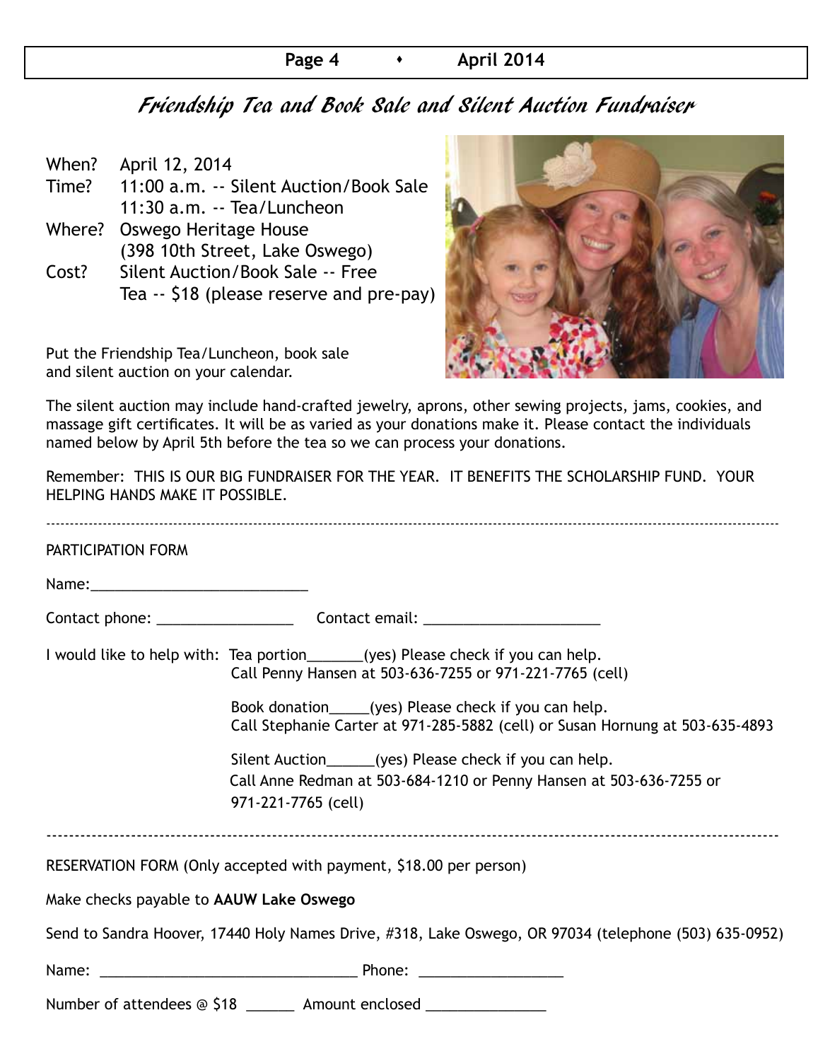# Friendship Tea and Book Sale and Silent Auction Fundraiser

When? April 12, 2014

Time? 11:00 a.m. -- Silent Auction/Book Sale
11:30 a.m. -- Tea/Luncheon

Where? Oswego Heritage House
(398 10th Street, Lake Oswego)

Cost? Silent Auction/Book Sale -- Free
Tea -- $18 (please reserve and pre-pay)

Put the Friendship Tea/Luncheon, book sale and silent auction on your calendar.

The silent auction may include hand-crafted jewelry, aprons, other sewing projects, jams, cookies, and massage gift certificates. It will be as varied as your donations make it. Please contact the individuals named below by April 5th before the tea so we can process your donations.

Remember: THIS IS OUR BIG FUNDRAISER FOR THE YEAR. IT BENEFITS THE SCHOLARSHIP FUND. YOUR HELPING HANDS MAKE IT POSSIBLE.

---

PARTICIPATION FORM

Name:___________________________

Contact phone: _________________ Contact email: ______________________

I would like to help with: Tea portion_______(yes) Please check if you can help.
Call Penny Hansen at 503-636-7255 or 971-221-7765 (cell)

Book donation_____(yes) Please check if you can help.
Call Stephanie Carter at 971-285-5882 (cell) or Susan Hornung at 503-635-4893

Silent Auction______(yes) Please check if you can help.
Call Anne Redman at 503-684-1210 or Penny Hansen at 503-636-7255 or 971-221-7765 (cell)

---

RESERVATION FORM (Only accepted with payment, $18.00 per person)

Make checks payable to **AAUW Lake Oswego**

Send to Sandra Hoover, 17440 Holy Names Drive, #318, Lake Oswego, OR 97034 (telephone (503) 635-0952)

Name: ________________________________ Phone: __________________

Number of attendees @ $18 ______ Amount enclosed _______________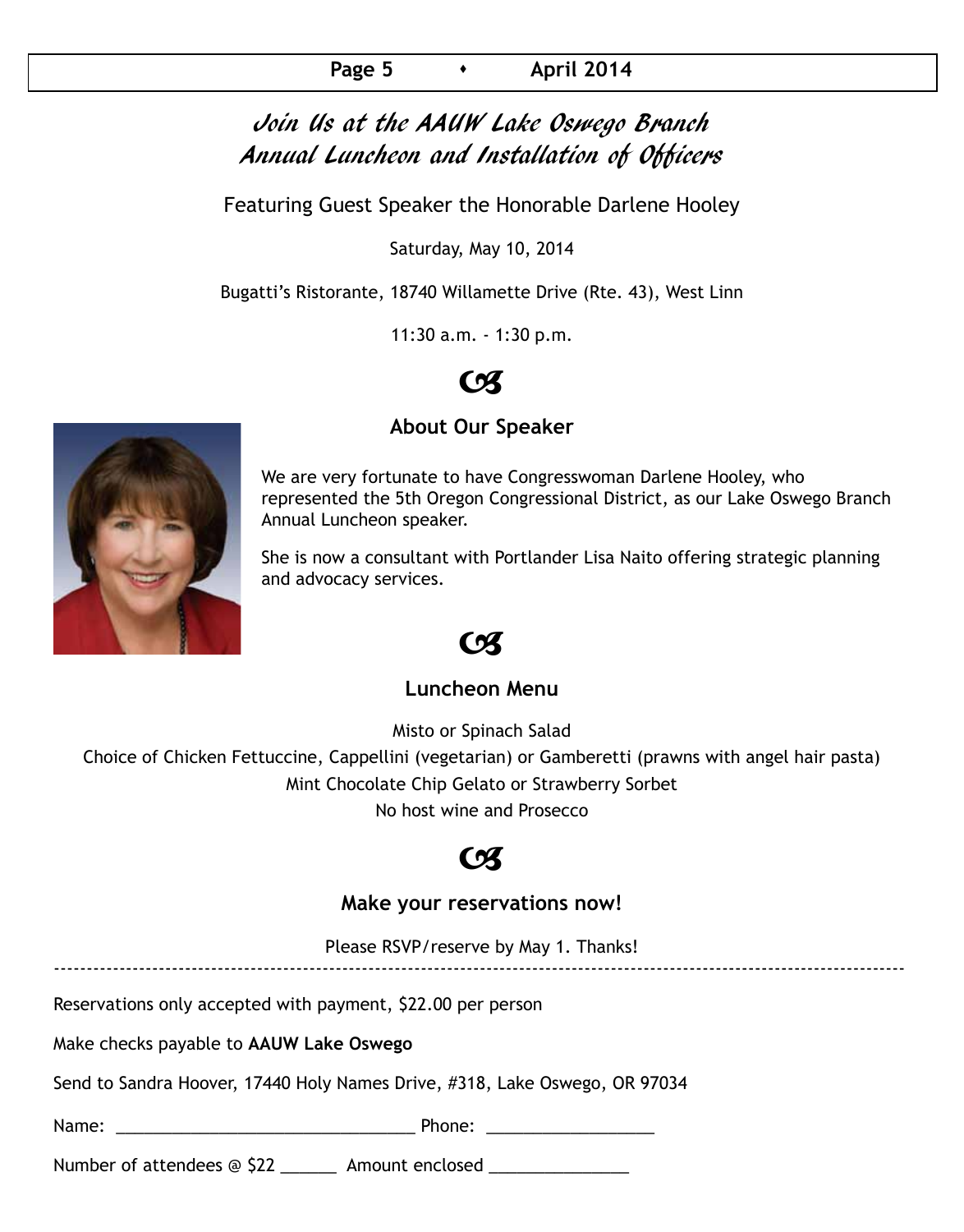# *Join Us at the AAUW Lake Oswego Branch Annual Luncheon and Installation of Officers*

Featuring Guest Speaker the Honorable Darlene Hooley

Saturday, May 10, 2014

Bugatti's Ristorante, 18740 Willamette Drive (Rte. 43), West Linn

11:30 a.m. - 1:30 p.m.

## About Our Speaker

We are very fortunate to have Congresswoman Darlene Hooley, who represented the 5th Oregon Congressional District, as our Lake Oswego Branch Annual Luncheon speaker.

She is now a consultant with Portlander Lisa Naito offering strategic planning and advocacy services.

## Luncheon Menu

Misto or Spinach Salad

Choice of Chicken Fettuccine, Cappellini (vegetarian) or Gamberetti (prawns with angel hair pasta)

Mint Chocolate Chip Gelato or Strawberry Sorbet

No host wine and Prosecco

## Make your reservations now!

Please RSVP/reserve by May 1. Thanks!

---

Reservations only accepted with payment, $22.00 per person

Make checks payable to **AAUW Lake Oswego**

Send to Sandra Hoover, 17440 Holy Names Drive, #318, Lake Oswego, OR 97034

Name: ________________________________ Phone: __________________

Number of attendees @ $22 ______ Amount enclosed _______________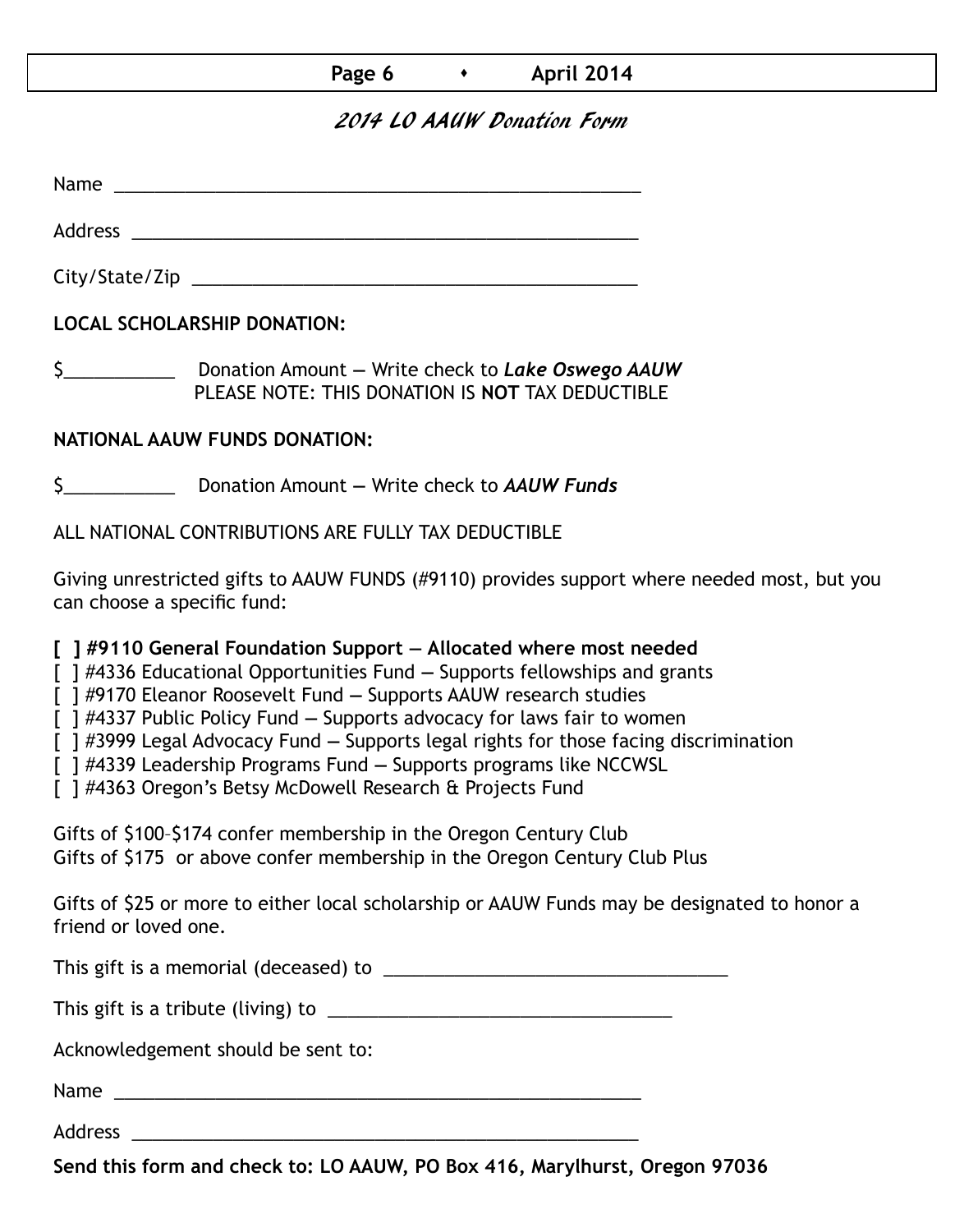## 2014 LO AAUW Donation Form

Name ____________________________________________________

Address __________________________________________________

City/State/Zip _____________________________________________

**LOCAL SCHOLARSHIP DONATION:**

$___________ Donation Amount — Write check to ***Lake Oswego AAUW***
PLEASE NOTE: THIS DONATION IS **NOT** TAX DEDUCTIBLE

**NATIONAL AAUW FUNDS DONATION:**

$___________ Donation Amount — Write check to ***AAUW Funds***

ALL NATIONAL CONTRIBUTIONS ARE FULLY TAX DEDUCTIBLE

Giving unrestricted gifts to AAUW FUNDS (#9110) provides support where needed most, but you can choose a specific fund:

**[ ] #9110 General Foundation Support — Allocated where most needed**
[ ] #4336 Educational Opportunities Fund — Supports fellowships and grants
[ ] #9170 Eleanor Roosevelt Fund — Supports AAUW research studies
[ ] #4337 Public Policy Fund — Supports advocacy for laws fair to women
[ ] #3999 Legal Advocacy Fund — Supports legal rights for those facing discrimination
[ ] #4339 Leadership Programs Fund — Supports programs like NCCWSL
[ ] #4363 Oregon's Betsy McDowell Research & Projects Fund

Gifts of $100–$174 confer membership in the Oregon Century Club
Gifts of $175 or above confer membership in the Oregon Century Club Plus

Gifts of $25 or more to either local scholarship or AAUW Funds may be designated to honor a friend or loved one.

This gift is a memorial (deceased) to ___________________________________

This gift is a tribute (living) to ___________________________________

Acknowledgement should be sent to:

Name ____________________________________________________

Address __________________________________________________

**Send this form and check to: LO AAUW, PO Box 416, Marylhurst, Oregon 97036**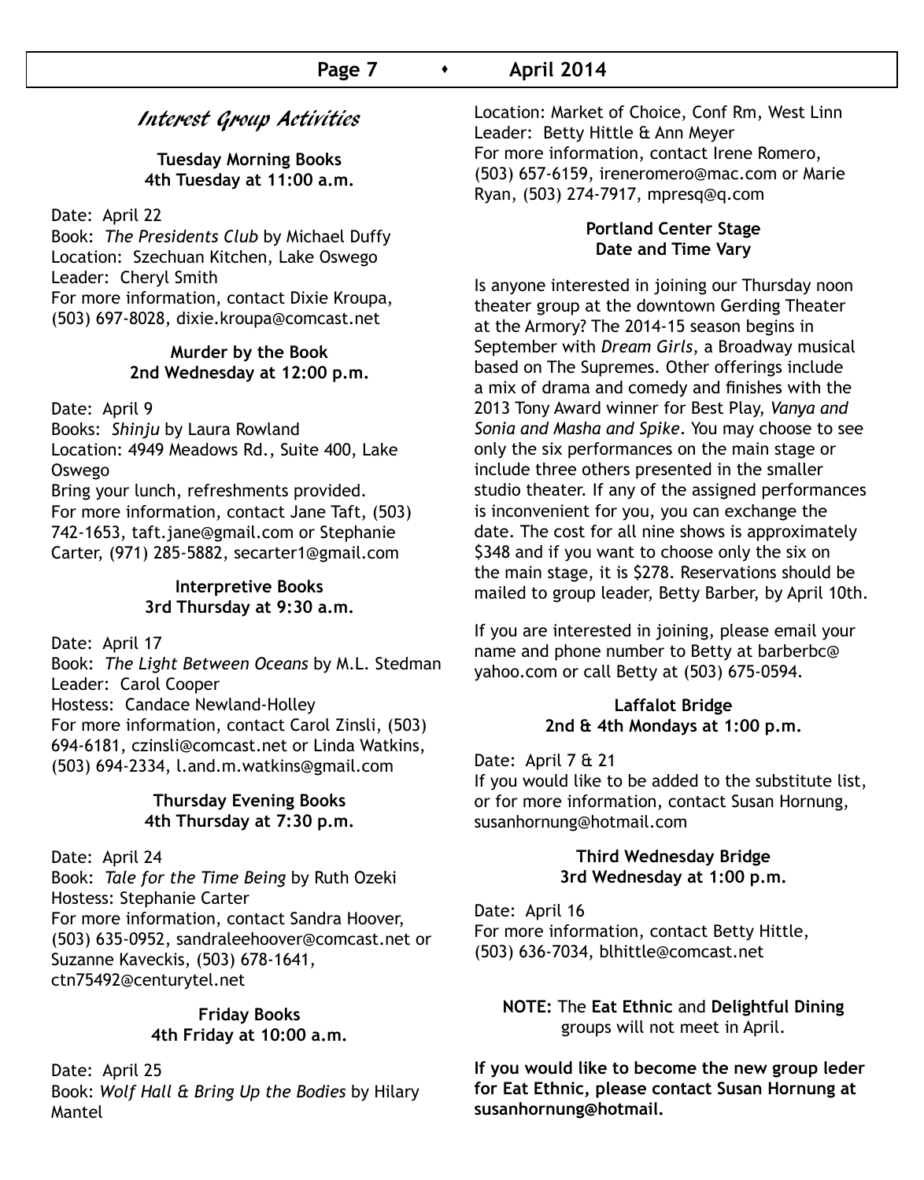# Interest Group Activities

**Tuesday Morning Books**
**4th Tuesday at 11:00 a.m.**

Date: April 22
Book: *The Presidents Club* by Michael Duffy
Location: Szechuan Kitchen, Lake Oswego
Leader: Cheryl Smith
For more information, contact Dixie Kroupa, (503) 697-8028, dixie.kroupa@comcast.net

**Murder by the Book**
**2nd Wednesday at 12:00 p.m.**

Date: April 9
Books: *Shinju* by Laura Rowland
Location: 4949 Meadows Rd., Suite 400, Lake Oswego
Bring your lunch, refreshments provided.
For more information, contact Jane Taft, (503) 742-1653, taft.jane@gmail.com or Stephanie Carter, (971) 285-5882, secarter1@gmail.com

**Interpretive Books**
**3rd Thursday at 9:30 a.m.**

Date: April 17
Book: *The Light Between Oceans* by M.L. Stedman
Leader: Carol Cooper
Hostess: Candace Newland-Holley
For more information, contact Carol Zinsli, (503) 694-6181, czinsli@comcast.net or Linda Watkins, (503) 694-2334, l.and.m.watkins@gmail.com

**Thursday Evening Books**
**4th Thursday at 7:30 p.m.**

Date: April 24
Book: *Tale for the Time Being* by Ruth Ozeki
Hostess: Stephanie Carter
For more information, contact Sandra Hoover, (503) 635-0952, sandraleehoover@comcast.net or Suzanne Kaveckis, (503) 678-1641, ctn75492@centurytel.net

**Friday Books**
**4th Friday at 10:00 a.m.**

Date: April 25
Book: *Wolf Hall & Bring Up the Bodies* by Hilary Mantel
Location: Market of Choice, Conf Rm, West Linn
Leader: Betty Hittle & Ann Meyer
For more information, contact Irene Romero, (503) 657-6159, ireneromero@mac.com or Marie Ryan, (503) 274-7917, mpresq@q.com

**Portland Center Stage**
**Date and Time Vary**

Is anyone interested in joining our Thursday noon theater group at the downtown Gerding Theater at the Armory? The 2014-15 season begins in September with *Dream Girls*, a Broadway musical based on The Supremes. Other offerings include a mix of drama and comedy and finishes with the 2013 Tony Award winner for Best Play, *Vanya and Sonia and Masha and Spike*. You may choose to see only the six performances on the main stage or include three others presented in the smaller studio theater. If any of the assigned performances is inconvenient for you, you can exchange the date. The cost for all nine shows is approximately $348 and if you want to choose only the six on the main stage, it is $278. Reservations should be mailed to group leader, Betty Barber, by April 10th.

If you are interested in joining, please email your name and phone number to Betty at barberbc@yahoo.com or call Betty at (503) 675-0594.

**Laffalot Bridge**
**2nd & 4th Mondays at 1:00 p.m.**

Date: April 7 & 21
If you would like to be added to the substitute list, or for more information, contact Susan Hornung, susanhornung@hotmail.com

**Third Wednesday Bridge**
**3rd Wednesday at 1:00 p.m.**

Date: April 16
For more information, contact Betty Hittle, (503) 636-7034, blhittle@comcast.net

**NOTE:** The **Eat Ethnic** and **Delightful Dining** groups will not meet in April.

**If you would like to become the new group leder for Eat Ethnic, please contact Susan Hornung at susanhornung@hotmail.**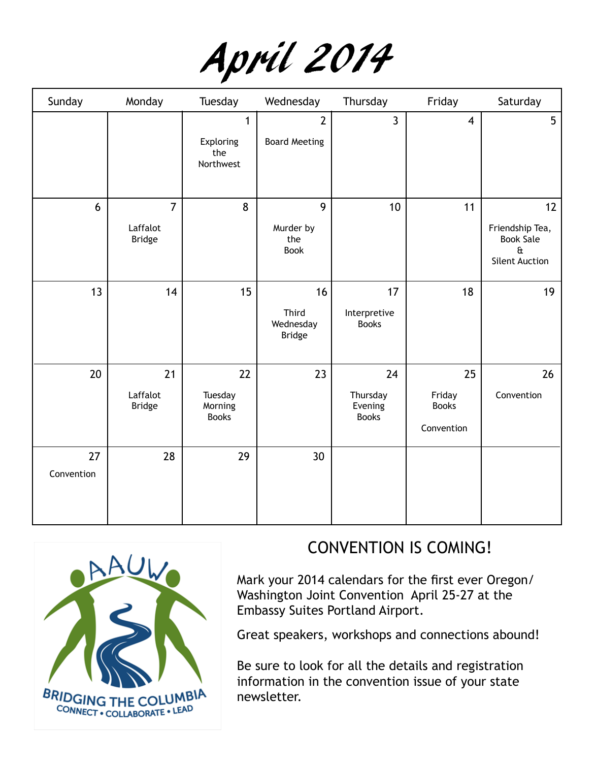# April 2014

| Sunday | Monday | Tuesday | Wednesday | Thursday | Friday | Saturday |
|---|---|---|---|---|---|---|
| | | 1 Exploring the Northwest | 2 Board Meeting | 3 | 4 | 5 |
| 6 | 7 Laffalot Bridge | 8 | 9 Murder by the Book | 10 | 11 | 12 Friendship Tea, Book Sale & Silent Auction |
| 13 | 14 | 15 | 16 Third Wednesday Bridge | 17 Interpretive Books | 18 | 19 |
| 20 | 21 Laffalot Bridge | 22 Tuesday Morning Books | 23 | 24 Thursday Evening Books | 25 Friday Books Convention | 26 Convention |
| 27 Convention | 28 | 29 | 30 | | | |

AAUW
BRIDGING THE COLUMBIA
CONNECT • COLLABORATE • LEAD

## CONVENTION IS COMING!

Mark your 2014 calendars for the first ever Oregon/ Washington Joint Convention April 25-27 at the Embassy Suites Portland Airport.

Great speakers, workshops and connections abound!

Be sure to look for all the details and registration information in the convention issue of your state newsletter.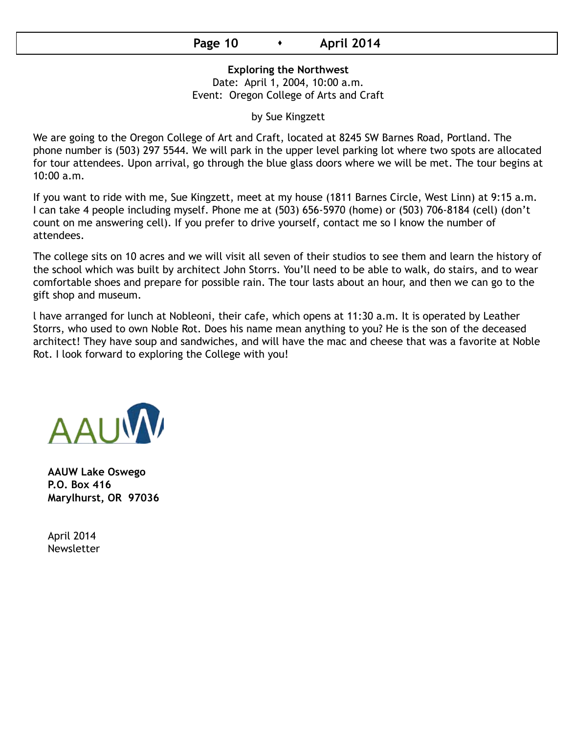**Exploring the Northwest**

Date: April 1, 2004, 10:00 a.m.

Event: Oregon College of Arts and Craft

by Sue Kingzett

We are going to the Oregon College of Art and Craft, located at 8245 SW Barnes Road, Portland. The phone number is (503) 297 5544. We will park in the upper level parking lot where two spots are allocated for tour attendees. Upon arrival, go through the blue glass doors where we will be met. The tour begins at 10:00 a.m.

If you want to ride with me, Sue Kingzett, meet at my house (1811 Barnes Circle, West Linn) at 9:15 a.m. I can take 4 people including myself. Phone me at (503) 656-5970 (home) or (503) 706-8184 (cell) (don't count on me answering cell). If you prefer to drive yourself, contact me so I know the number of attendees.

The college sits on 10 acres and we will visit all seven of their studios to see them and learn the history of the school which was built by architect John Storrs. You'll need to be able to walk, do stairs, and to wear comfortable shoes and prepare for possible rain. The tour lasts about an hour, and then we can go to the gift shop and museum.

l have arranged for lunch at Nobleoni, their cafe, which opens at 11:30 a.m. It is operated by Leather Storrs, who used to own Noble Rot. Does his name mean anything to you? He is the son of the deceased architect! They have soup and sandwiches, and will have the mac and cheese that was a favorite at Noble Rot. I look forward to exploring the College with you!

AAUW

**AAUW Lake Oswego**
**P.O. Box 416**
**Marylhurst, OR 97036**

April 2014
Newsletter